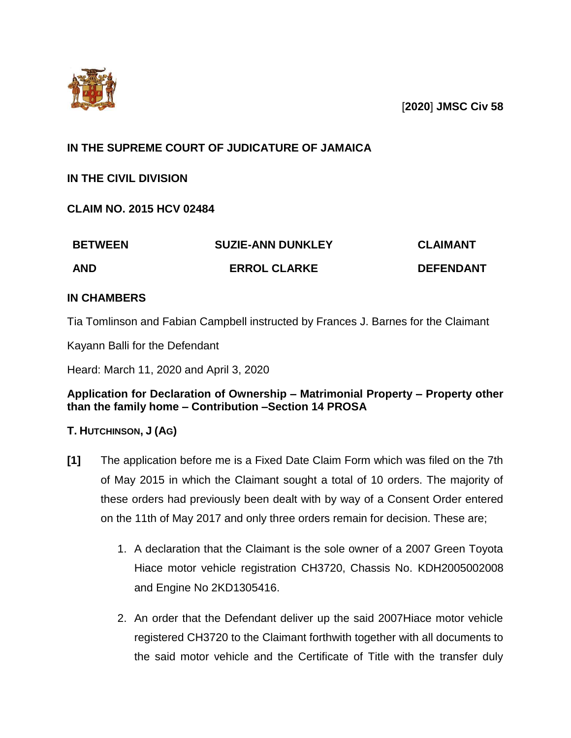[**2020**] **JMSC Civ 58**

**IN THE SUPREME COURT OF JUDICATURE OF JAMAICA**

**IN THE CIVIL DIVISION**

**CLAIM NO. 2015 HCV 02484**

| | | |
|---|---|---|
| **BETWEEN** | **SUZIE-ANN DUNKLEY** | **CLAIMANT** |
| **AND** | **ERROL CLARKE** | **DEFENDANT** |

**IN CHAMBERS**

Tia Tomlinson and Fabian Campbell instructed by Frances J. Barnes for the Claimant

Kayann Balli for the Defendant

Heard: March 11, 2020 and April 3, 2020

**Application for Declaration of Ownership – Matrimonial Property – Property other than the family home – Contribution –Section 14 PROSA**

**T. HUTCHINSON, J (AG)**

**[1]** The application before me is a Fixed Date Claim Form which was filed on the 7th of May 2015 in which the Claimant sought a total of 10 orders. The majority of these orders had previously been dealt with by way of a Consent Order entered on the 11th of May 2017 and only three orders remain for decision. These are;

1. A declaration that the Claimant is the sole owner of a 2007 Green Toyota Hiace motor vehicle registration CH3720, Chassis No. KDH2005002008 and Engine No 2KD1305416.
2. An order that the Defendant deliver up the said 2007Hiace motor vehicle registered CH3720 to the Claimant forthwith together with all documents to the said motor vehicle and the Certificate of Title with the transfer duly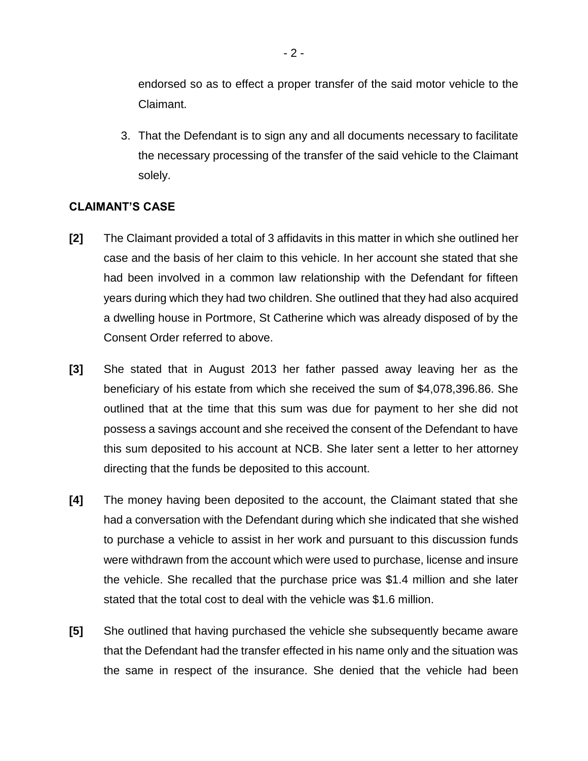endorsed so as to effect a proper transfer of the said motor vehicle to the Claimant.

3. That the Defendant is to sign any and all documents necessary to facilitate the necessary processing of the transfer of the said vehicle to the Claimant solely.

**CLAIMANT'S CASE**

**[2]** The Claimant provided a total of 3 affidavits in this matter in which she outlined her case and the basis of her claim to this vehicle. In her account she stated that she had been involved in a common law relationship with the Defendant for fifteen years during which they had two children. She outlined that they had also acquired a dwelling house in Portmore, St Catherine which was already disposed of by the Consent Order referred to above.

**[3]** She stated that in August 2013 her father passed away leaving her as the beneficiary of his estate from which she received the sum of $4,078,396.86. She outlined that at the time that this sum was due for payment to her she did not possess a savings account and she received the consent of the Defendant to have this sum deposited to his account at NCB. She later sent a letter to her attorney directing that the funds be deposited to this account.

**[4]** The money having been deposited to the account, the Claimant stated that she had a conversation with the Defendant during which she indicated that she wished to purchase a vehicle to assist in her work and pursuant to this discussion funds were withdrawn from the account which were used to purchase, license and insure the vehicle. She recalled that the purchase price was $1.4 million and she later stated that the total cost to deal with the vehicle was $1.6 million.

**[5]** She outlined that having purchased the vehicle she subsequently became aware that the Defendant had the transfer effected in his name only and the situation was the same in respect of the insurance. She denied that the vehicle had been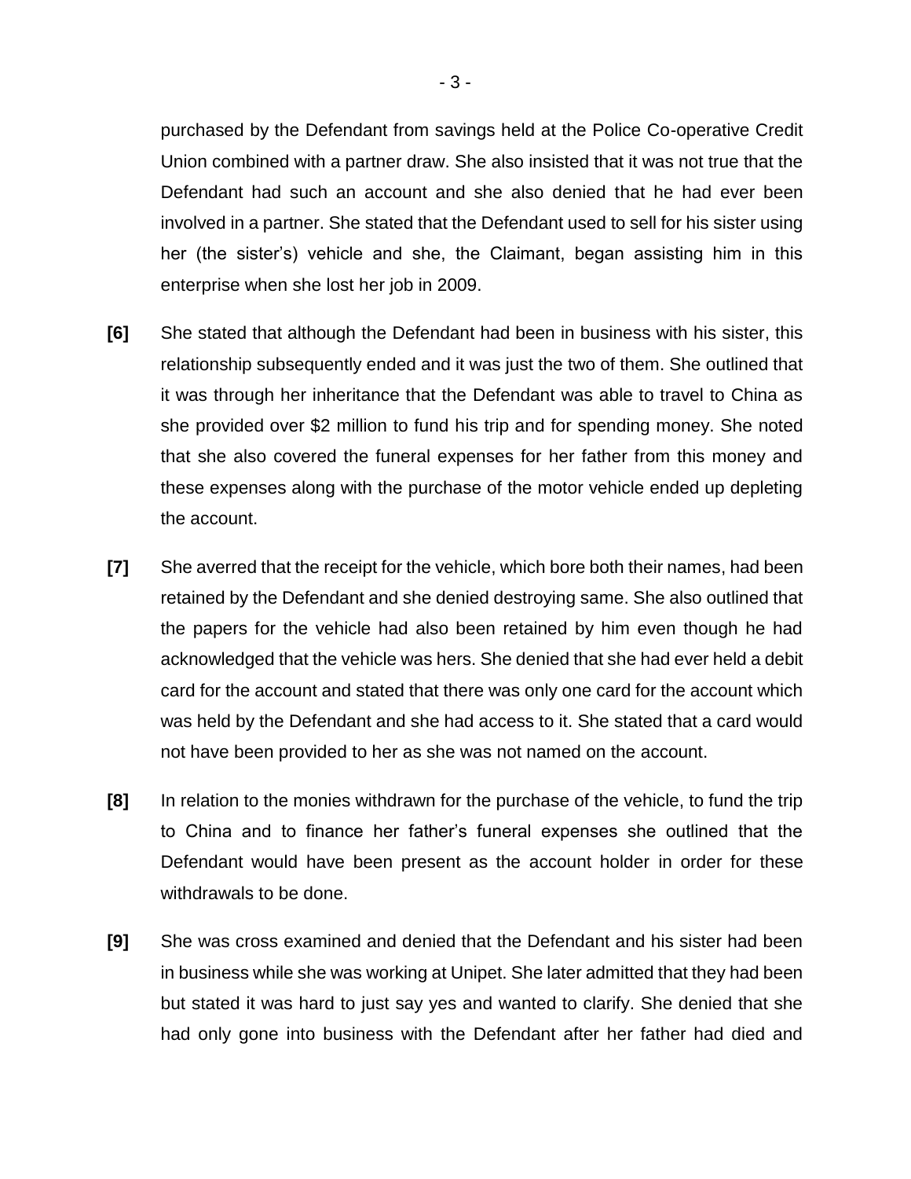purchased by the Defendant from savings held at the Police Co-operative Credit Union combined with a partner draw. She also insisted that it was not true that the Defendant had such an account and she also denied that he had ever been involved in a partner. She stated that the Defendant used to sell for his sister using her (the sister's) vehicle and she, the Claimant, began assisting him in this enterprise when she lost her job in 2009.

**[6]** She stated that although the Defendant had been in business with his sister, this relationship subsequently ended and it was just the two of them. She outlined that it was through her inheritance that the Defendant was able to travel to China as she provided over $2 million to fund his trip and for spending money. She noted that she also covered the funeral expenses for her father from this money and these expenses along with the purchase of the motor vehicle ended up depleting the account.

**[7]** She averred that the receipt for the vehicle, which bore both their names, had been retained by the Defendant and she denied destroying same. She also outlined that the papers for the vehicle had also been retained by him even though he had acknowledged that the vehicle was hers. She denied that she had ever held a debit card for the account and stated that there was only one card for the account which was held by the Defendant and she had access to it. She stated that a card would not have been provided to her as she was not named on the account.

**[8]** In relation to the monies withdrawn for the purchase of the vehicle, to fund the trip to China and to finance her father's funeral expenses she outlined that the Defendant would have been present as the account holder in order for these withdrawals to be done.

**[9]** She was cross examined and denied that the Defendant and his sister had been in business while she was working at Unipet. She later admitted that they had been but stated it was hard to just say yes and wanted to clarify. She denied that she had only gone into business with the Defendant after her father had died and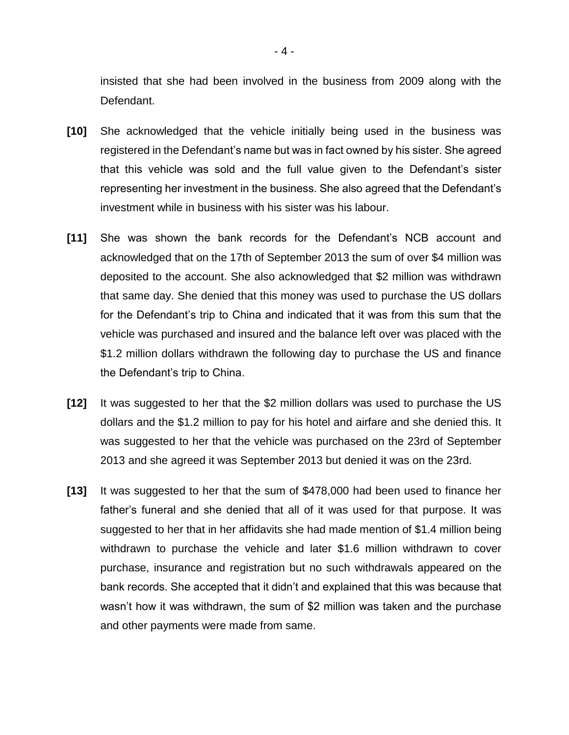insisted that she had been involved in the business from 2009 along with the Defendant.

**[10]** She acknowledged that the vehicle initially being used in the business was registered in the Defendant's name but was in fact owned by his sister. She agreed that this vehicle was sold and the full value given to the Defendant's sister representing her investment in the business. She also agreed that the Defendant's investment while in business with his sister was his labour.

**[11]** She was shown the bank records for the Defendant's NCB account and acknowledged that on the 17th of September 2013 the sum of over $4 million was deposited to the account. She also acknowledged that $2 million was withdrawn that same day. She denied that this money was used to purchase the US dollars for the Defendant's trip to China and indicated that it was from this sum that the vehicle was purchased and insured and the balance left over was placed with the $1.2 million dollars withdrawn the following day to purchase the US and finance the Defendant's trip to China.

**[12]** It was suggested to her that the $2 million dollars was used to purchase the US dollars and the $1.2 million to pay for his hotel and airfare and she denied this. It was suggested to her that the vehicle was purchased on the 23rd of September 2013 and she agreed it was September 2013 but denied it was on the 23rd.

**[13]** It was suggested to her that the sum of $478,000 had been used to finance her father's funeral and she denied that all of it was used for that purpose. It was suggested to her that in her affidavits she had made mention of $1.4 million being withdrawn to purchase the vehicle and later $1.6 million withdrawn to cover purchase, insurance and registration but no such withdrawals appeared on the bank records. She accepted that it didn't and explained that this was because that wasn't how it was withdrawn, the sum of $2 million was taken and the purchase and other payments were made from same.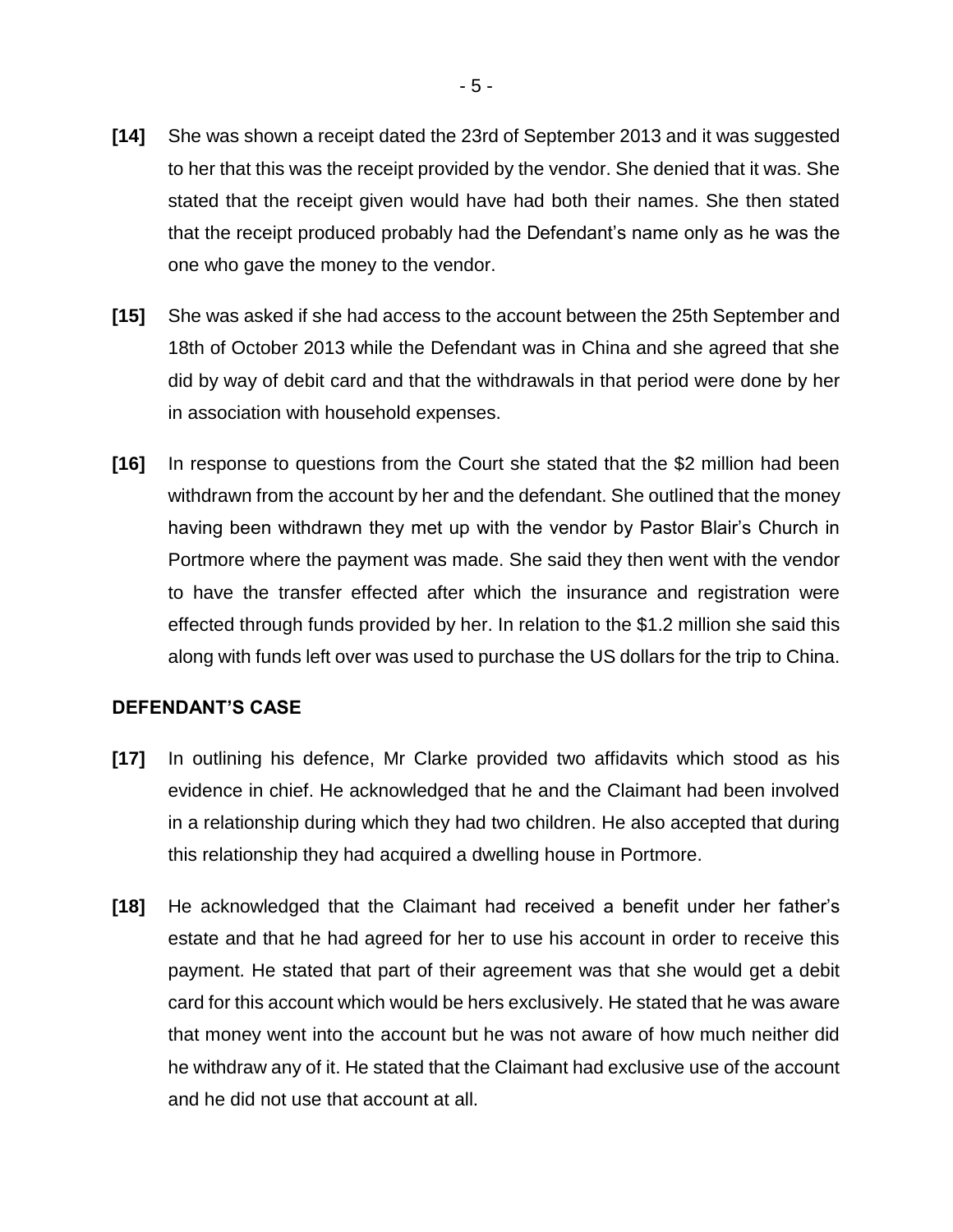**[14]** She was shown a receipt dated the 23rd of September 2013 and it was suggested to her that this was the receipt provided by the vendor. She denied that it was. She stated that the receipt given would have had both their names. She then stated that the receipt produced probably had the Defendant's name only as he was the one who gave the money to the vendor.

**[15]** She was asked if she had access to the account between the 25th September and 18th of October 2013 while the Defendant was in China and she agreed that she did by way of debit card and that the withdrawals in that period were done by her in association with household expenses.

**[16]** In response to questions from the Court she stated that the $2 million had been withdrawn from the account by her and the defendant. She outlined that the money having been withdrawn they met up with the vendor by Pastor Blair's Church in Portmore where the payment was made. She said they then went with the vendor to have the transfer effected after which the insurance and registration were effected through funds provided by her. In relation to the $1.2 million she said this along with funds left over was used to purchase the US dollars for the trip to China.

**DEFENDANT'S CASE**

**[17]** In outlining his defence, Mr Clarke provided two affidavits which stood as his evidence in chief. He acknowledged that he and the Claimant had been involved in a relationship during which they had two children. He also accepted that during this relationship they had acquired a dwelling house in Portmore.

**[18]** He acknowledged that the Claimant had received a benefit under her father's estate and that he had agreed for her to use his account in order to receive this payment. He stated that part of their agreement was that she would get a debit card for this account which would be hers exclusively. He stated that he was aware that money went into the account but he was not aware of how much neither did he withdraw any of it. He stated that the Claimant had exclusive use of the account and he did not use that account at all.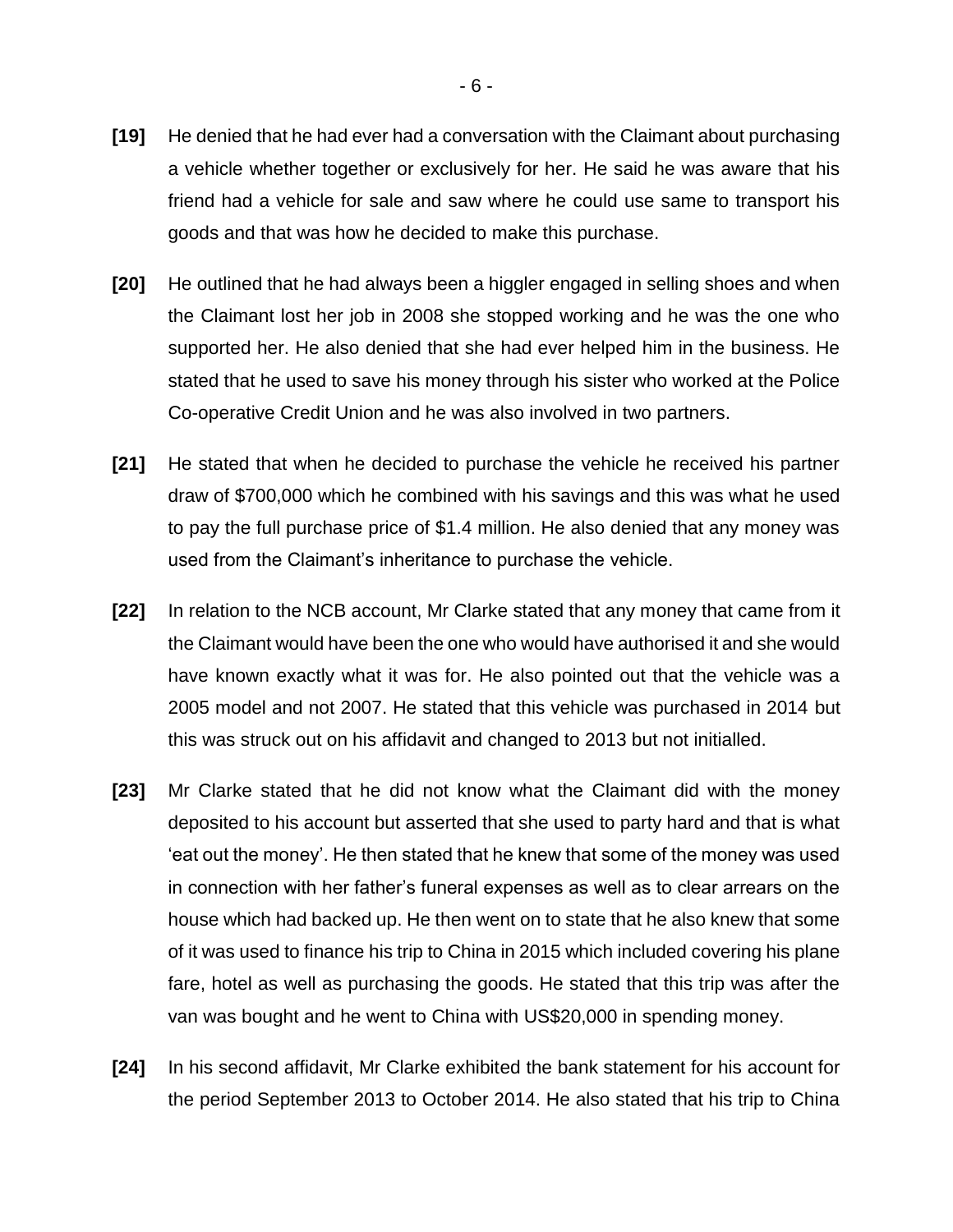**[19]** He denied that he had ever had a conversation with the Claimant about purchasing a vehicle whether together or exclusively for her. He said he was aware that his friend had a vehicle for sale and saw where he could use same to transport his goods and that was how he decided to make this purchase.

**[20]** He outlined that he had always been a higgler engaged in selling shoes and when the Claimant lost her job in 2008 she stopped working and he was the one who supported her. He also denied that she had ever helped him in the business. He stated that he used to save his money through his sister who worked at the Police Co-operative Credit Union and he was also involved in two partners.

**[21]** He stated that when he decided to purchase the vehicle he received his partner draw of $700,000 which he combined with his savings and this was what he used to pay the full purchase price of $1.4 million. He also denied that any money was used from the Claimant's inheritance to purchase the vehicle.

**[22]** In relation to the NCB account, Mr Clarke stated that any money that came from it the Claimant would have been the one who would have authorised it and she would have known exactly what it was for. He also pointed out that the vehicle was a 2005 model and not 2007. He stated that this vehicle was purchased in 2014 but this was struck out on his affidavit and changed to 2013 but not initialled.

**[23]** Mr Clarke stated that he did not know what the Claimant did with the money deposited to his account but asserted that she used to party hard and that is what 'eat out the money'. He then stated that he knew that some of the money was used in connection with her father's funeral expenses as well as to clear arrears on the house which had backed up. He then went on to state that he also knew that some of it was used to finance his trip to China in 2015 which included covering his plane fare, hotel as well as purchasing the goods. He stated that this trip was after the van was bought and he went to China with US$20,000 in spending money.

**[24]** In his second affidavit, Mr Clarke exhibited the bank statement for his account for the period September 2013 to October 2014. He also stated that his trip to China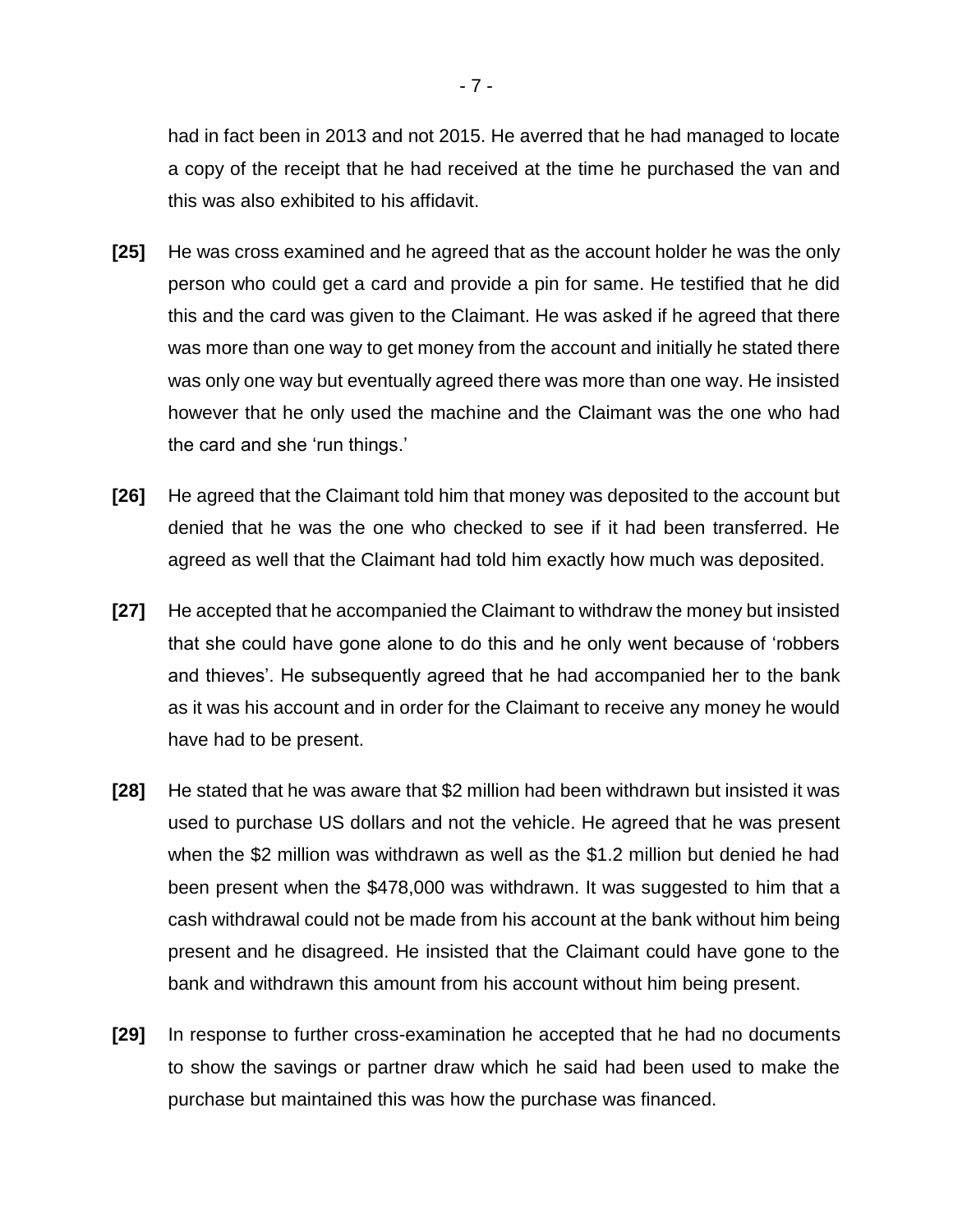had in fact been in 2013 and not 2015. He averred that he had managed to locate a copy of the receipt that he had received at the time he purchased the van and this was also exhibited to his affidavit.

**[25]** He was cross examined and he agreed that as the account holder he was the only person who could get a card and provide a pin for same. He testified that he did this and the card was given to the Claimant. He was asked if he agreed that there was more than one way to get money from the account and initially he stated there was only one way but eventually agreed there was more than one way. He insisted however that he only used the machine and the Claimant was the one who had the card and she 'run things.'

**[26]** He agreed that the Claimant told him that money was deposited to the account but denied that he was the one who checked to see if it had been transferred. He agreed as well that the Claimant had told him exactly how much was deposited.

**[27]** He accepted that he accompanied the Claimant to withdraw the money but insisted that she could have gone alone to do this and he only went because of 'robbers and thieves'. He subsequently agreed that he had accompanied her to the bank as it was his account and in order for the Claimant to receive any money he would have had to be present.

**[28]** He stated that he was aware that $2 million had been withdrawn but insisted it was used to purchase US dollars and not the vehicle. He agreed that he was present when the $2 million was withdrawn as well as the $1.2 million but denied he had been present when the $478,000 was withdrawn. It was suggested to him that a cash withdrawal could not be made from his account at the bank without him being present and he disagreed. He insisted that the Claimant could have gone to the bank and withdrawn this amount from his account without him being present.

**[29]** In response to further cross-examination he accepted that he had no documents to show the savings or partner draw which he said had been used to make the purchase but maintained this was how the purchase was financed.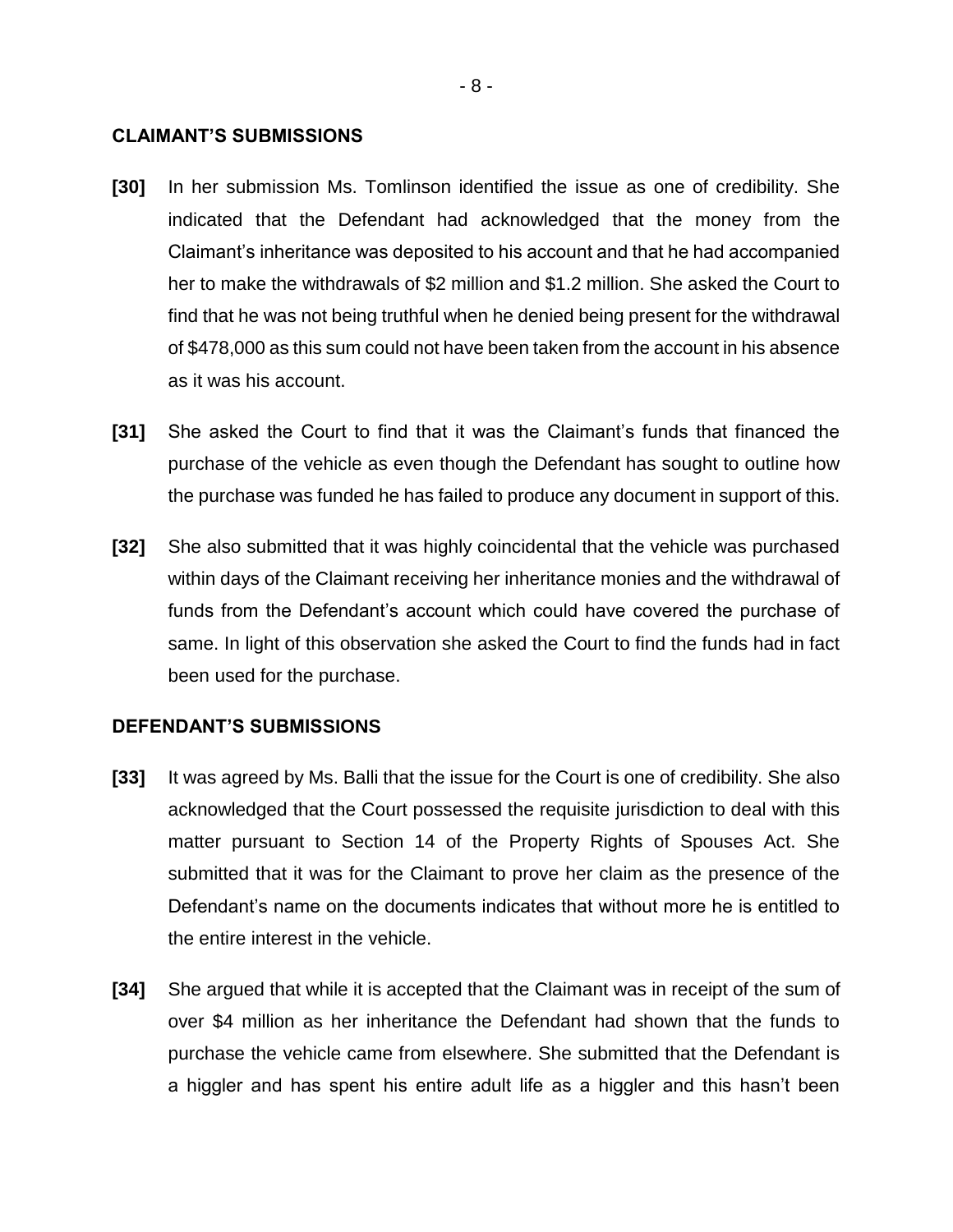**CLAIMANT'S SUBMISSIONS**

**[30]** In her submission Ms. Tomlinson identified the issue as one of credibility. She indicated that the Defendant had acknowledged that the money from the Claimant's inheritance was deposited to his account and that he had accompanied her to make the withdrawals of $2 million and $1.2 million. She asked the Court to find that he was not being truthful when he denied being present for the withdrawal of $478,000 as this sum could not have been taken from the account in his absence as it was his account.

**[31]** She asked the Court to find that it was the Claimant's funds that financed the purchase of the vehicle as even though the Defendant has sought to outline how the purchase was funded he has failed to produce any document in support of this.

**[32]** She also submitted that it was highly coincidental that the vehicle was purchased within days of the Claimant receiving her inheritance monies and the withdrawal of funds from the Defendant's account which could have covered the purchase of same. In light of this observation she asked the Court to find the funds had in fact been used for the purchase.

**DEFENDANT'S SUBMISSIONS**

**[33]** It was agreed by Ms. Balli that the issue for the Court is one of credibility. She also acknowledged that the Court possessed the requisite jurisdiction to deal with this matter pursuant to Section 14 of the Property Rights of Spouses Act. She submitted that it was for the Claimant to prove her claim as the presence of the Defendant's name on the documents indicates that without more he is entitled to the entire interest in the vehicle.

**[34]** She argued that while it is accepted that the Claimant was in receipt of the sum of over $4 million as her inheritance the Defendant had shown that the funds to purchase the vehicle came from elsewhere. She submitted that the Defendant is a higgler and has spent his entire adult life as a higgler and this hasn't been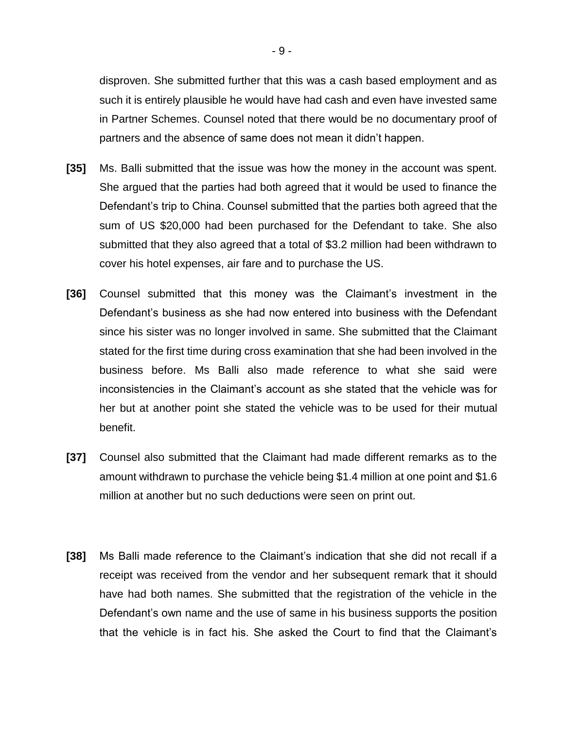disproven. She submitted further that this was a cash based employment and as such it is entirely plausible he would have had cash and even have invested same in Partner Schemes. Counsel noted that there would be no documentary proof of partners and the absence of same does not mean it didn't happen.

**[35]** Ms. Balli submitted that the issue was how the money in the account was spent. She argued that the parties had both agreed that it would be used to finance the Defendant's trip to China. Counsel submitted that the parties both agreed that the sum of US $20,000 had been purchased for the Defendant to take. She also submitted that they also agreed that a total of $3.2 million had been withdrawn to cover his hotel expenses, air fare and to purchase the US.

**[36]** Counsel submitted that this money was the Claimant's investment in the Defendant's business as she had now entered into business with the Defendant since his sister was no longer involved in same. She submitted that the Claimant stated for the first time during cross examination that she had been involved in the business before. Ms Balli also made reference to what she said were inconsistencies in the Claimant's account as she stated that the vehicle was for her but at another point she stated the vehicle was to be used for their mutual benefit.

**[37]** Counsel also submitted that the Claimant had made different remarks as to the amount withdrawn to purchase the vehicle being $1.4 million at one point and $1.6 million at another but no such deductions were seen on print out.

**[38]** Ms Balli made reference to the Claimant's indication that she did not recall if a receipt was received from the vendor and her subsequent remark that it should have had both names. She submitted that the registration of the vehicle in the Defendant's own name and the use of same in his business supports the position that the vehicle is in fact his. She asked the Court to find that the Claimant's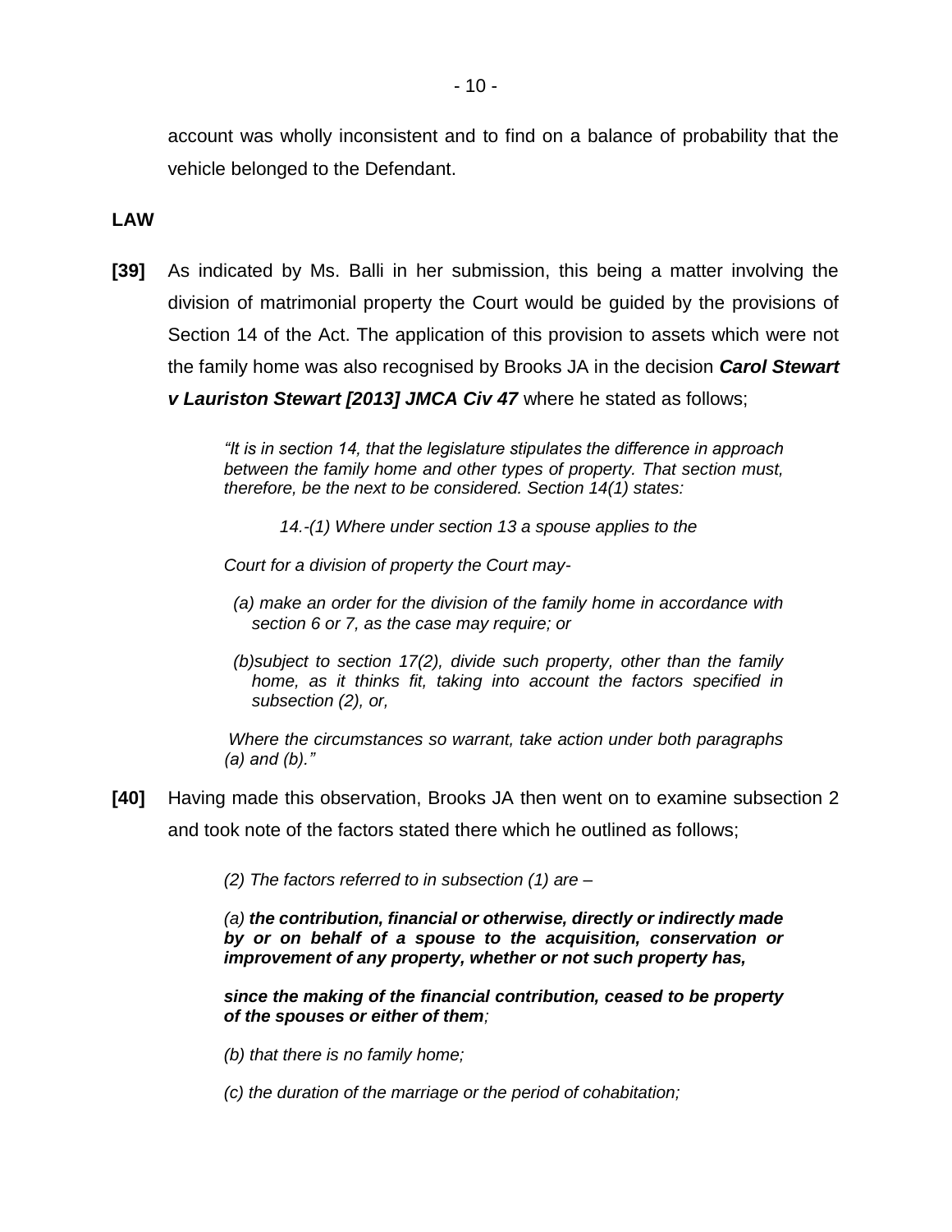account was wholly inconsistent and to find on a balance of probability that the vehicle belonged to the Defendant.

**LAW**

**[39]** As indicated by Ms. Balli in her submission, this being a matter involving the division of matrimonial property the Court would be guided by the provisions of Section 14 of the Act. The application of this provision to assets which were not the family home was also recognised by Brooks JA in the decision ***Carol Stewart v Lauriston Stewart [2013] JMCA Civ 47*** where he stated as follows;

> *"It is in section 14, that the legislature stipulates the difference in approach between the family home and other types of property. That section must, therefore, be the next to be considered. Section 14(1) states:*
>
> *14.-(1) Where under section 13 a spouse applies to the*
>
> *Court for a division of property the Court may-*
>
> *(a) make an order for the division of the family home in accordance with section 6 or 7, as the case may require; or*
>
> *(b)subject to section 17(2), divide such property, other than the family home, as it thinks fit, taking into account the factors specified in subsection (2), or,*
>
> *Where the circumstances so warrant, take action under both paragraphs (a) and (b)."*

**[40]** Having made this observation, Brooks JA then went on to examine subsection 2 and took note of the factors stated there which he outlined as follows;

> *(2) The factors referred to in subsection (1) are –*
>
> *(a)* ***the contribution, financial or otherwise, directly or indirectly made by or on behalf of a spouse to the acquisition, conservation or improvement of any property, whether or not such property has,***
>
> ***since the making of the financial contribution, ceased to be property of the spouses or either of them****;*
>
> *(b) that there is no family home;*
>
> *(c) the duration of the marriage or the period of cohabitation;*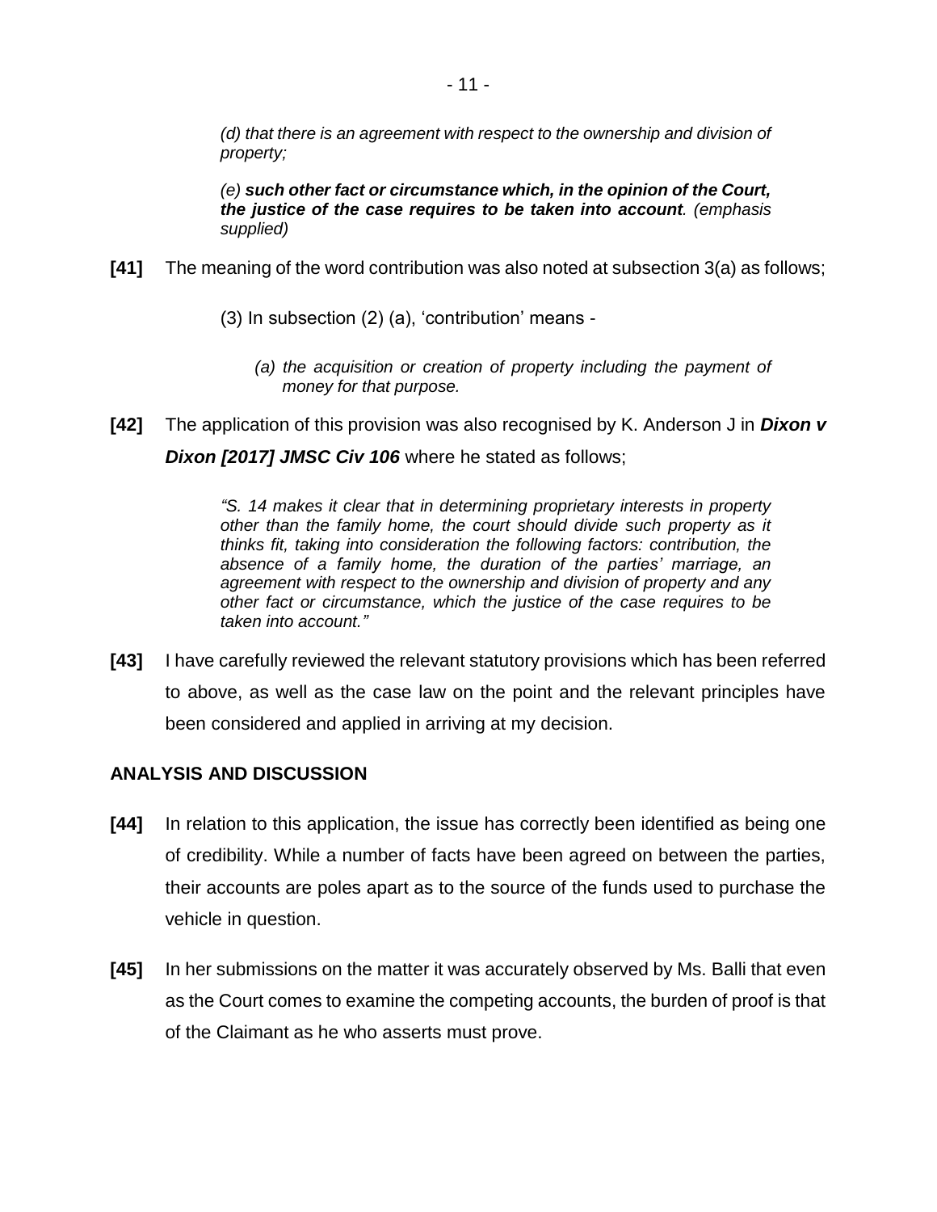*(d) that there is an agreement with respect to the ownership and division of property;*

*(e)* ***such other fact or circumstance which, in the opinion of the Court, the justice of the case requires to be taken into account****. (emphasis supplied)*

**[41]** The meaning of the word contribution was also noted at subsection 3(a) as follows;

(3) In subsection (2) (a), 'contribution' means -

*(a) the acquisition or creation of property including the payment of money for that purpose.*

**[42]** The application of this provision was also recognised by K. Anderson J in ***Dixon v Dixon [2017] JMSC Civ 106*** where he stated as follows;

*"S. 14 makes it clear that in determining proprietary interests in property other than the family home, the court should divide such property as it thinks fit, taking into consideration the following factors: contribution, the absence of a family home, the duration of the parties' marriage, an agreement with respect to the ownership and division of property and any other fact or circumstance, which the justice of the case requires to be taken into account."*

**[43]** I have carefully reviewed the relevant statutory provisions which has been referred to above, as well as the case law on the point and the relevant principles have been considered and applied in arriving at my decision.

## ANALYSIS AND DISCUSSION

**[44]** In relation to this application, the issue has correctly been identified as being one of credibility. While a number of facts have been agreed on between the parties, their accounts are poles apart as to the source of the funds used to purchase the vehicle in question.

**[45]** In her submissions on the matter it was accurately observed by Ms. Balli that even as the Court comes to examine the competing accounts, the burden of proof is that of the Claimant as he who asserts must prove.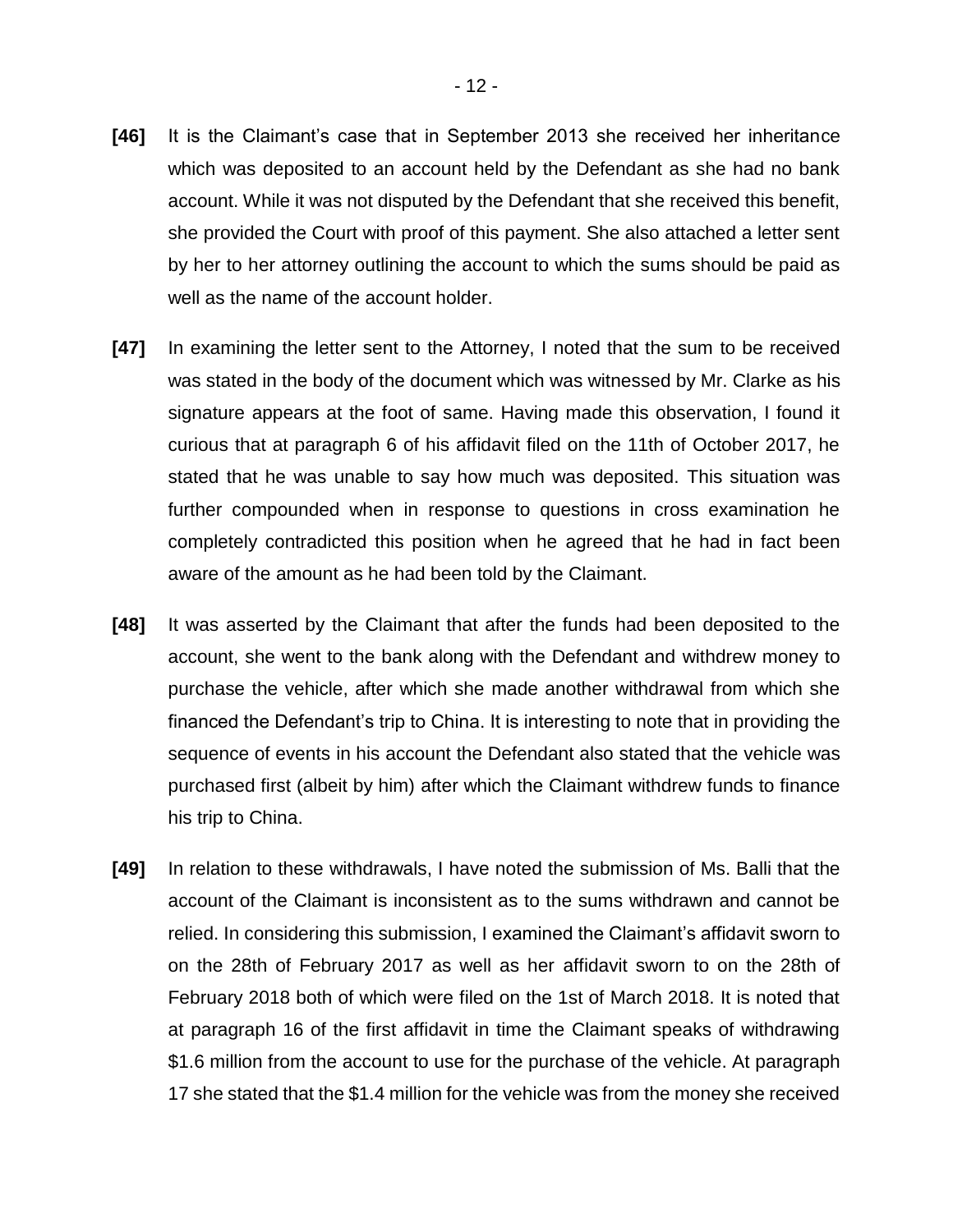**[46]** It is the Claimant's case that in September 2013 she received her inheritance which was deposited to an account held by the Defendant as she had no bank account. While it was not disputed by the Defendant that she received this benefit, she provided the Court with proof of this payment. She also attached a letter sent by her to her attorney outlining the account to which the sums should be paid as well as the name of the account holder.

**[47]** In examining the letter sent to the Attorney, I noted that the sum to be received was stated in the body of the document which was witnessed by Mr. Clarke as his signature appears at the foot of same. Having made this observation, I found it curious that at paragraph 6 of his affidavit filed on the 11th of October 2017, he stated that he was unable to say how much was deposited. This situation was further compounded when in response to questions in cross examination he completely contradicted this position when he agreed that he had in fact been aware of the amount as he had been told by the Claimant.

**[48]** It was asserted by the Claimant that after the funds had been deposited to the account, she went to the bank along with the Defendant and withdrew money to purchase the vehicle, after which she made another withdrawal from which she financed the Defendant's trip to China. It is interesting to note that in providing the sequence of events in his account the Defendant also stated that the vehicle was purchased first (albeit by him) after which the Claimant withdrew funds to finance his trip to China.

**[49]** In relation to these withdrawals, I have noted the submission of Ms. Balli that the account of the Claimant is inconsistent as to the sums withdrawn and cannot be relied. In considering this submission, I examined the Claimant's affidavit sworn to on the 28th of February 2017 as well as her affidavit sworn to on the 28th of February 2018 both of which were filed on the 1st of March 2018. It is noted that at paragraph 16 of the first affidavit in time the Claimant speaks of withdrawing $1.6 million from the account to use for the purchase of the vehicle. At paragraph 17 she stated that the $1.4 million for the vehicle was from the money she received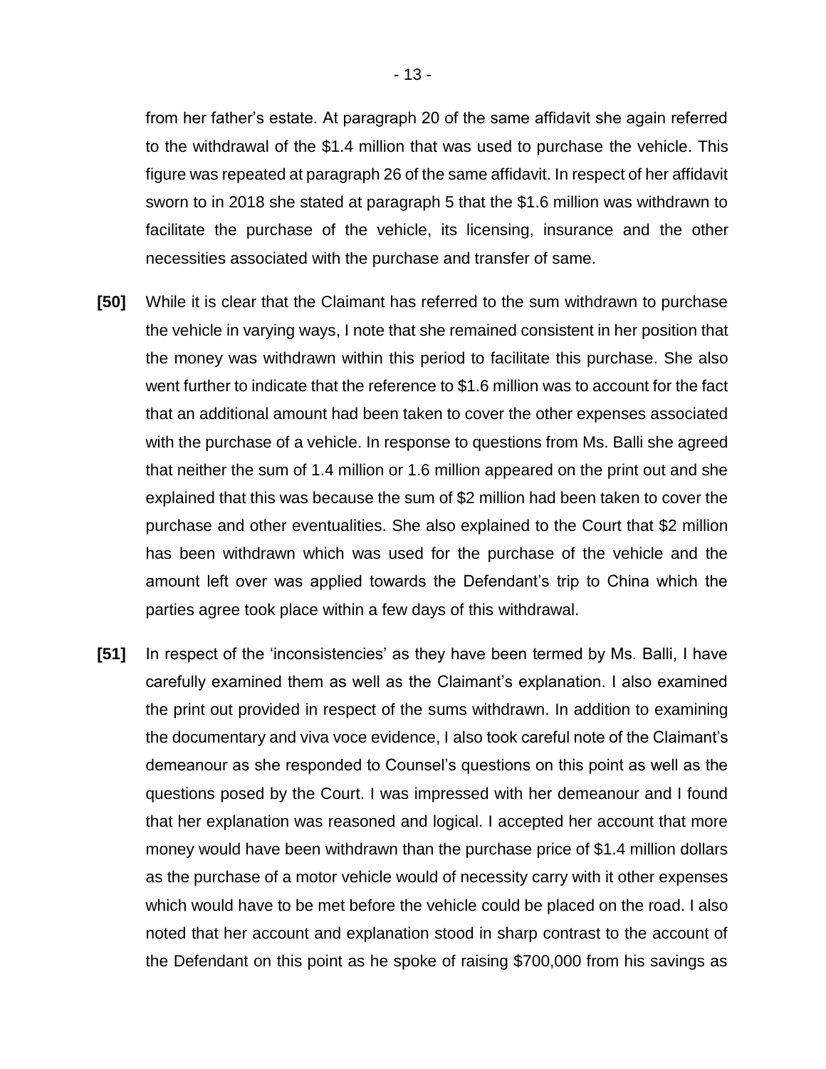from her father's estate. At paragraph 20 of the same affidavit she again referred to the withdrawal of the $1.4 million that was used to purchase the vehicle. This figure was repeated at paragraph 26 of the same affidavit. In respect of her affidavit sworn to in 2018 she stated at paragraph 5 that the $1.6 million was withdrawn to facilitate the purchase of the vehicle, its licensing, insurance and the other necessities associated with the purchase and transfer of same.

**[50]** While it is clear that the Claimant has referred to the sum withdrawn to purchase the vehicle in varying ways, I note that she remained consistent in her position that the money was withdrawn within this period to facilitate this purchase. She also went further to indicate that the reference to $1.6 million was to account for the fact that an additional amount had been taken to cover the other expenses associated with the purchase of a vehicle. In response to questions from Ms. Balli she agreed that neither the sum of 1.4 million or 1.6 million appeared on the print out and she explained that this was because the sum of $2 million had been taken to cover the purchase and other eventualities. She also explained to the Court that $2 million has been withdrawn which was used for the purchase of the vehicle and the amount left over was applied towards the Defendant's trip to China which the parties agree took place within a few days of this withdrawal.

**[51]** In respect of the 'inconsistencies' as they have been termed by Ms. Balli, I have carefully examined them as well as the Claimant's explanation. I also examined the print out provided in respect of the sums withdrawn. In addition to examining the documentary and viva voce evidence, I also took careful note of the Claimant's demeanour as she responded to Counsel's questions on this point as well as the questions posed by the Court. I was impressed with her demeanour and I found that her explanation was reasoned and logical. I accepted her account that more money would have been withdrawn than the purchase price of $1.4 million dollars as the purchase of a motor vehicle would of necessity carry with it other expenses which would have to be met before the vehicle could be placed on the road. I also noted that her account and explanation stood in sharp contrast to the account of the Defendant on this point as he spoke of raising $700,000 from his savings as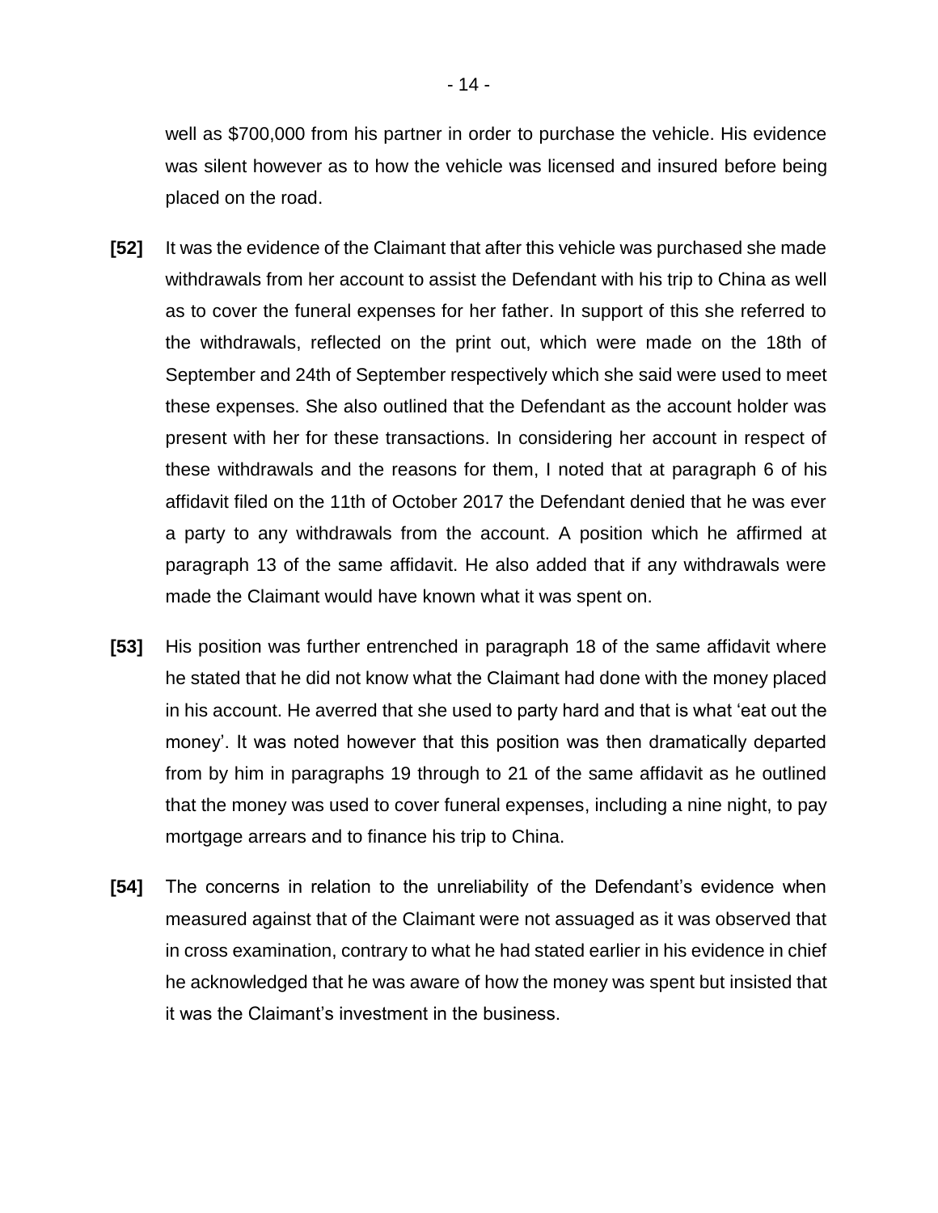well as $700,000 from his partner in order to purchase the vehicle. His evidence was silent however as to how the vehicle was licensed and insured before being placed on the road.

**[52]** It was the evidence of the Claimant that after this vehicle was purchased she made withdrawals from her account to assist the Defendant with his trip to China as well as to cover the funeral expenses for her father. In support of this she referred to the withdrawals, reflected on the print out, which were made on the 18th of September and 24th of September respectively which she said were used to meet these expenses. She also outlined that the Defendant as the account holder was present with her for these transactions. In considering her account in respect of these withdrawals and the reasons for them, I noted that at paragraph 6 of his affidavit filed on the 11th of October 2017 the Defendant denied that he was ever a party to any withdrawals from the account. A position which he affirmed at paragraph 13 of the same affidavit. He also added that if any withdrawals were made the Claimant would have known what it was spent on.

**[53]** His position was further entrenched in paragraph 18 of the same affidavit where he stated that he did not know what the Claimant had done with the money placed in his account. He averred that she used to party hard and that is what 'eat out the money'. It was noted however that this position was then dramatically departed from by him in paragraphs 19 through to 21 of the same affidavit as he outlined that the money was used to cover funeral expenses, including a nine night, to pay mortgage arrears and to finance his trip to China.

**[54]** The concerns in relation to the unreliability of the Defendant's evidence when measured against that of the Claimant were not assuaged as it was observed that in cross examination, contrary to what he had stated earlier in his evidence in chief he acknowledged that he was aware of how the money was spent but insisted that it was the Claimant's investment in the business.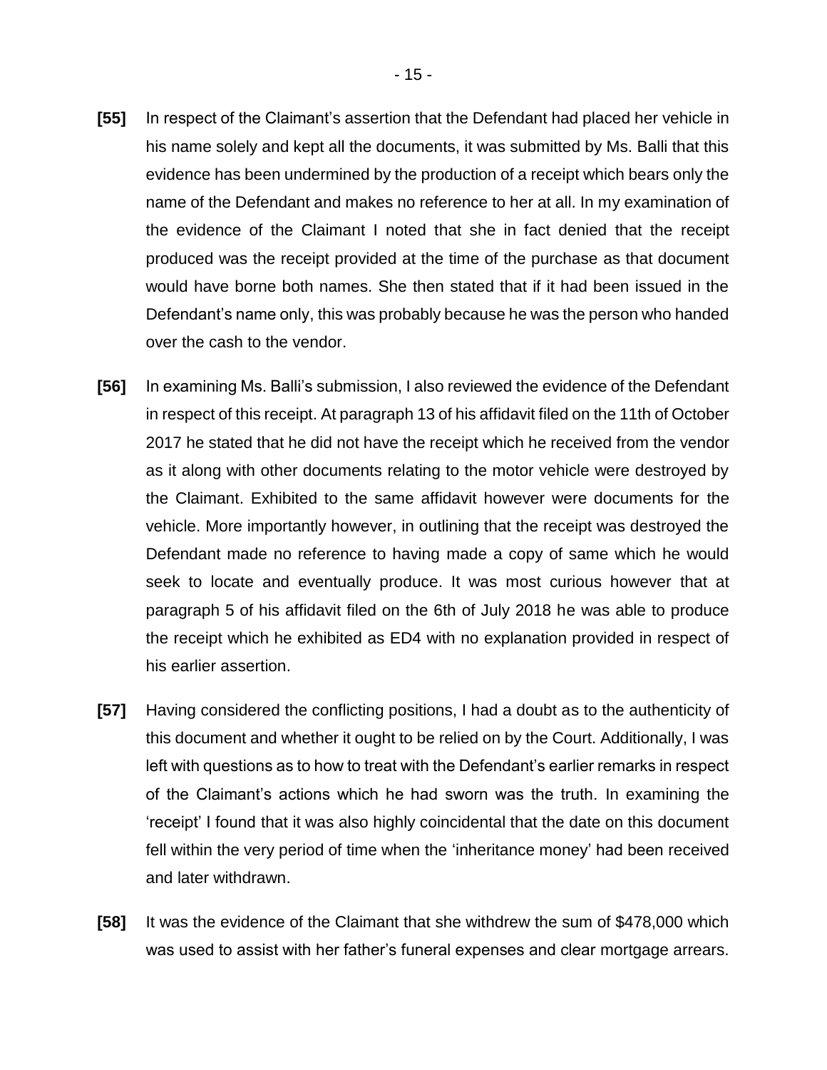**[55]** In respect of the Claimant's assertion that the Defendant had placed her vehicle in his name solely and kept all the documents, it was submitted by Ms. Balli that this evidence has been undermined by the production of a receipt which bears only the name of the Defendant and makes no reference to her at all. In my examination of the evidence of the Claimant I noted that she in fact denied that the receipt produced was the receipt provided at the time of the purchase as that document would have borne both names. She then stated that if it had been issued in the Defendant's name only, this was probably because he was the person who handed over the cash to the vendor.

**[56]** In examining Ms. Balli's submission, I also reviewed the evidence of the Defendant in respect of this receipt. At paragraph 13 of his affidavit filed on the 11th of October 2017 he stated that he did not have the receipt which he received from the vendor as it along with other documents relating to the motor vehicle were destroyed by the Claimant. Exhibited to the same affidavit however were documents for the vehicle. More importantly however, in outlining that the receipt was destroyed the Defendant made no reference to having made a copy of same which he would seek to locate and eventually produce. It was most curious however that at paragraph 5 of his affidavit filed on the 6th of July 2018 he was able to produce the receipt which he exhibited as ED4 with no explanation provided in respect of his earlier assertion.

**[57]** Having considered the conflicting positions, I had a doubt as to the authenticity of this document and whether it ought to be relied on by the Court. Additionally, I was left with questions as to how to treat with the Defendant's earlier remarks in respect of the Claimant's actions which he had sworn was the truth. In examining the 'receipt' I found that it was also highly coincidental that the date on this document fell within the very period of time when the 'inheritance money' had been received and later withdrawn.

**[58]** It was the evidence of the Claimant that she withdrew the sum of $478,000 which was used to assist with her father's funeral expenses and clear mortgage arrears.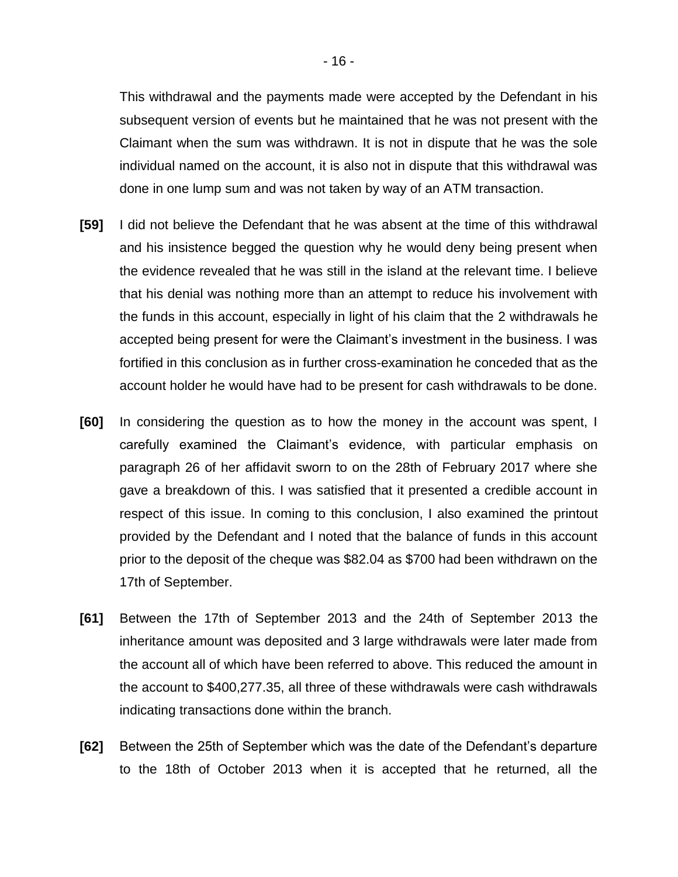This withdrawal and the payments made were accepted by the Defendant in his subsequent version of events but he maintained that he was not present with the Claimant when the sum was withdrawn. It is not in dispute that he was the sole individual named on the account, it is also not in dispute that this withdrawal was done in one lump sum and was not taken by way of an ATM transaction.

**[59]** I did not believe the Defendant that he was absent at the time of this withdrawal and his insistence begged the question why he would deny being present when the evidence revealed that he was still in the island at the relevant time. I believe that his denial was nothing more than an attempt to reduce his involvement with the funds in this account, especially in light of his claim that the 2 withdrawals he accepted being present for were the Claimant's investment in the business. I was fortified in this conclusion as in further cross-examination he conceded that as the account holder he would have had to be present for cash withdrawals to be done.

**[60]** In considering the question as to how the money in the account was spent, I carefully examined the Claimant's evidence, with particular emphasis on paragraph 26 of her affidavit sworn to on the 28th of February 2017 where she gave a breakdown of this. I was satisfied that it presented a credible account in respect of this issue. In coming to this conclusion, I also examined the printout provided by the Defendant and I noted that the balance of funds in this account prior to the deposit of the cheque was $82.04 as $700 had been withdrawn on the 17th of September.

**[61]** Between the 17th of September 2013 and the 24th of September 2013 the inheritance amount was deposited and 3 large withdrawals were later made from the account all of which have been referred to above. This reduced the amount in the account to $400,277.35, all three of these withdrawals were cash withdrawals indicating transactions done within the branch.

**[62]** Between the 25th of September which was the date of the Defendant's departure to the 18th of October 2013 when it is accepted that he returned, all the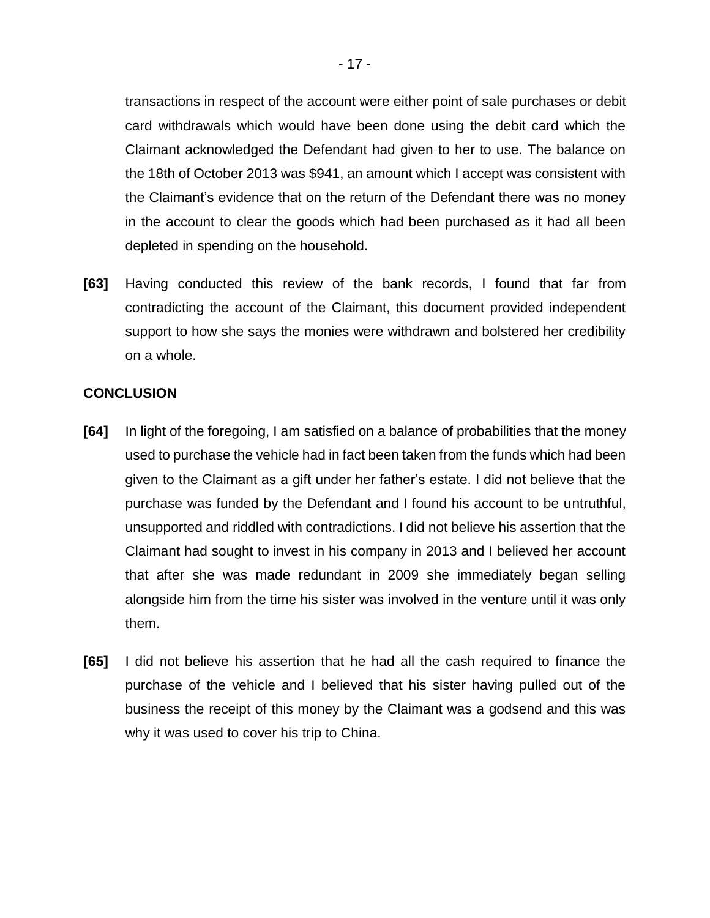transactions in respect of the account were either point of sale purchases or debit card withdrawals which would have been done using the debit card which the Claimant acknowledged the Defendant had given to her to use. The balance on the 18th of October 2013 was $941, an amount which I accept was consistent with the Claimant's evidence that on the return of the Defendant there was no money in the account to clear the goods which had been purchased as it had all been depleted in spending on the household.

**[63]** Having conducted this review of the bank records, I found that far from contradicting the account of the Claimant, this document provided independent support to how she says the monies were withdrawn and bolstered her credibility on a whole.

**CONCLUSION**

**[64]** In light of the foregoing, I am satisfied on a balance of probabilities that the money used to purchase the vehicle had in fact been taken from the funds which had been given to the Claimant as a gift under her father's estate. I did not believe that the purchase was funded by the Defendant and I found his account to be untruthful, unsupported and riddled with contradictions. I did not believe his assertion that the Claimant had sought to invest in his company in 2013 and I believed her account that after she was made redundant in 2009 she immediately began selling alongside him from the time his sister was involved in the venture until it was only them.

**[65]** I did not believe his assertion that he had all the cash required to finance the purchase of the vehicle and I believed that his sister having pulled out of the business the receipt of this money by the Claimant was a godsend and this was why it was used to cover his trip to China.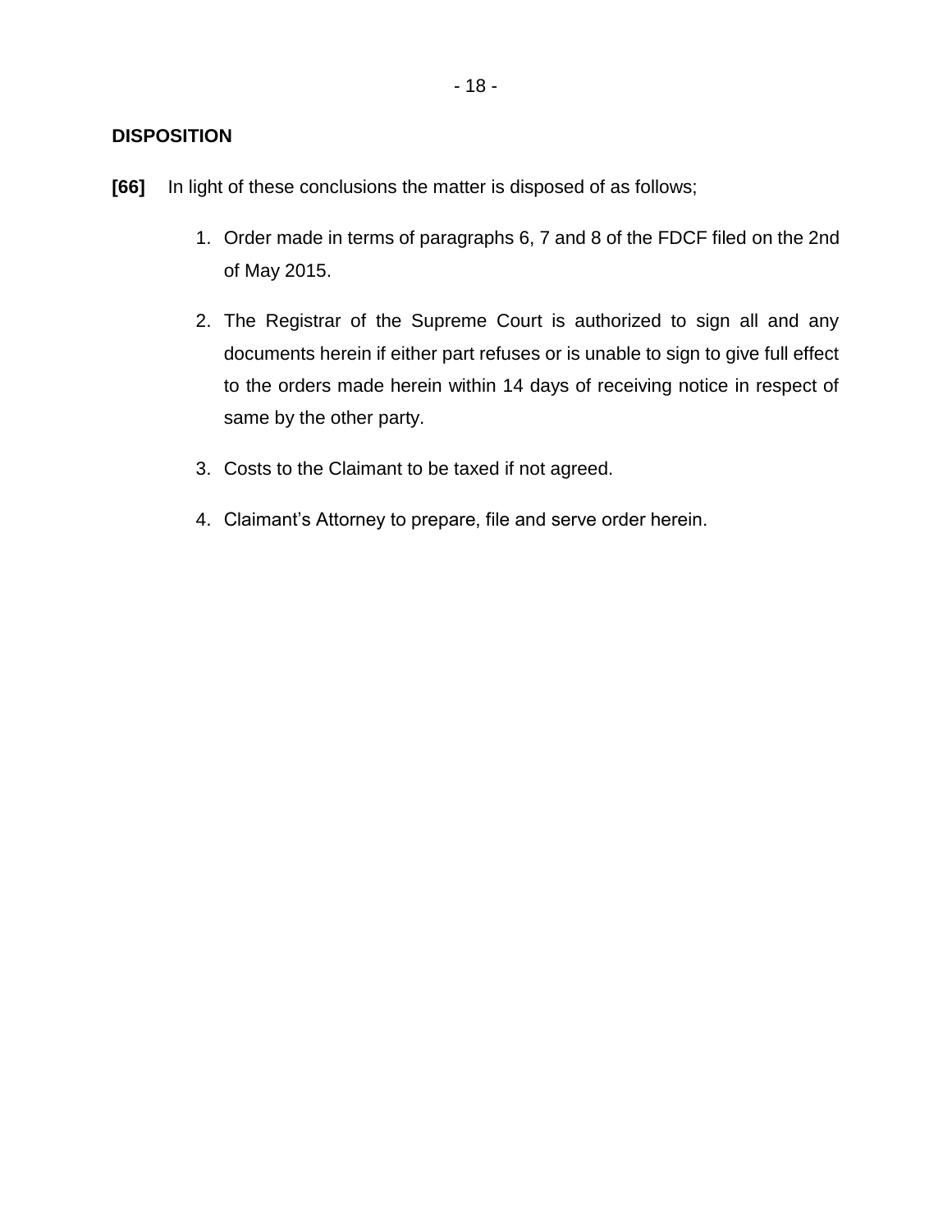**DISPOSITION**

**[66]** In light of these conclusions the matter is disposed of as follows;

1. Order made in terms of paragraphs 6, 7 and 8 of the FDCF filed on the 2nd of May 2015.

2. The Registrar of the Supreme Court is authorized to sign all and any documents herein if either part refuses or is unable to sign to give full effect to the orders made herein within 14 days of receiving notice in respect of same by the other party.

3. Costs to the Claimant to be taxed if not agreed.

4. Claimant's Attorney to prepare, file and serve order herein.